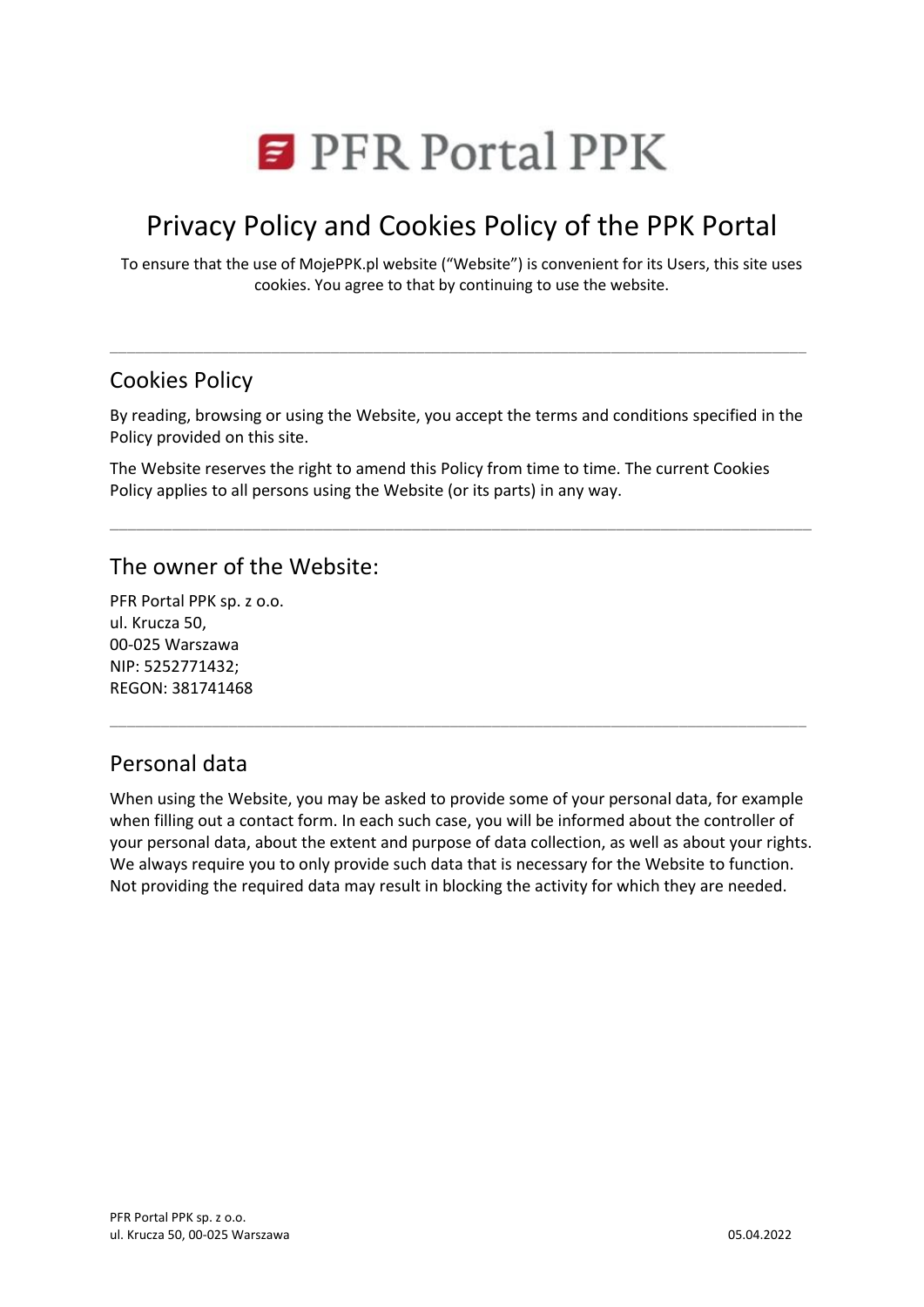# PFR Portal PPK

# Privacy Policy and Cookies Policy of the PPK Portal

To ensure that the use of MojePPK.pl website ("Website") is convenient for its Users, this site uses cookies. You agree to that by continuing to use the website.

---

## Cookies Policy

By reading, browsing or using the Website, you accept the terms and conditions specified in the Policy provided on this site.

The Website reserves the right to amend this Policy from time to time. The current Cookies Policy applies to all persons using the Website (or its parts) in any way.

---

## The owner of the Website:

PFR Portal PPK sp. z o.o.
ul. Krucza 50,
00-025 Warszawa
NIP: 5252771432;
REGON: 381741468

---

## Personal data

When using the Website, you may be asked to provide some of your personal data, for example when filling out a contact form. In each such case, you will be informed about the controller of your personal data, about the extent and purpose of data collection, as well as about your rights. We always require you to only provide such data that is necessary for the Website to function. Not providing the required data may result in blocking the activity for which they are needed.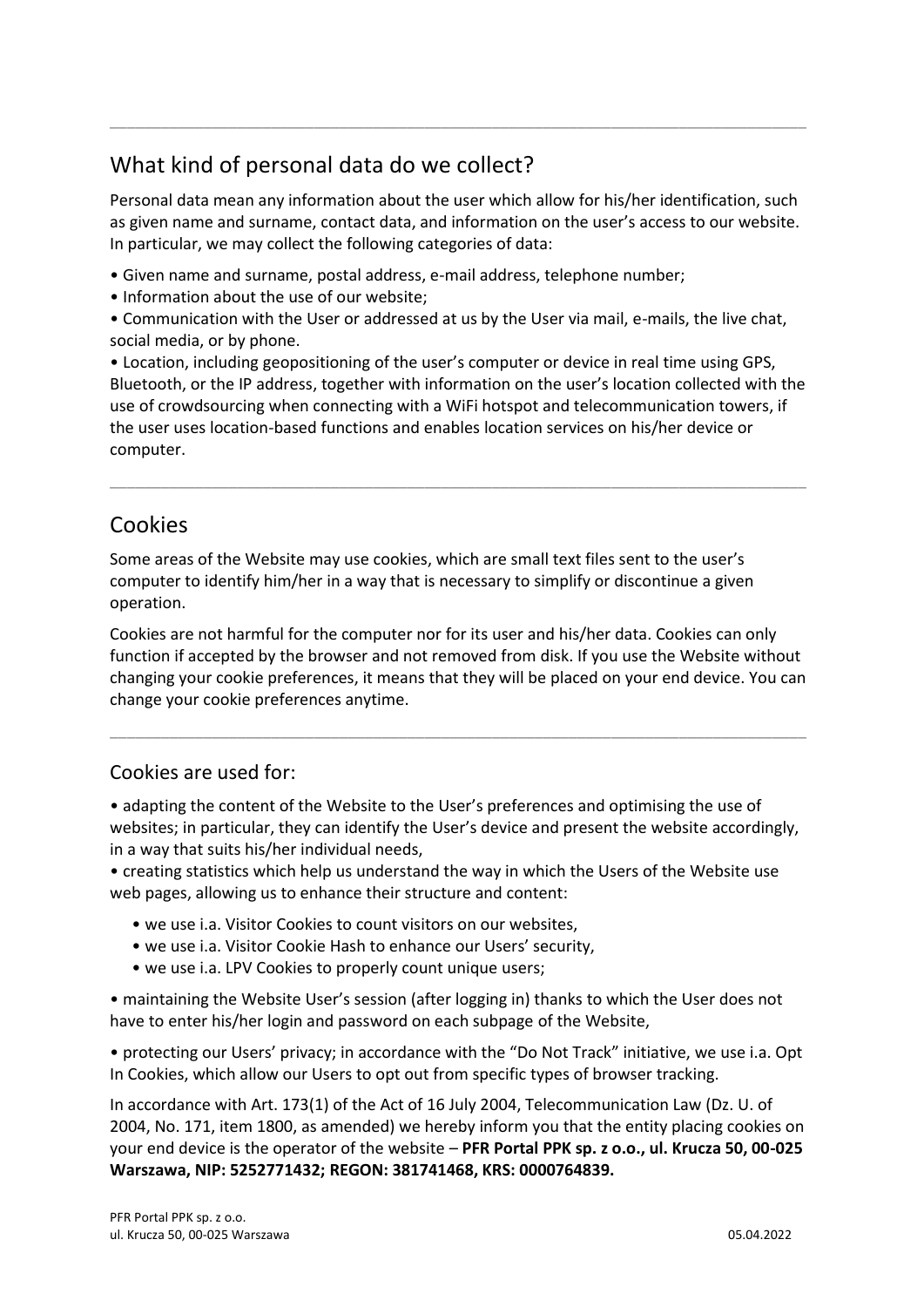## What kind of personal data do we collect?

Personal data mean any information about the user which allow for his/her identification, such as given name and surname, contact data, and information on the user's access to our website. In particular, we may collect the following categories of data:

- Given name and surname, postal address, e-mail address, telephone number;
- Information about the use of our website;
- Communication with the User or addressed at us by the User via mail, e-mails, the live chat, social media, or by phone.
- Location, including geopositioning of the user's computer or device in real time using GPS, Bluetooth, or the IP address, together with information on the user's location collected with the use of crowdsourcing when connecting with a WiFi hotspot and telecommunication towers, if the user uses location-based functions and enables location services on his/her device or computer.

## Cookies

Some areas of the Website may use cookies, which are small text files sent to the user's computer to identify him/her in a way that is necessary to simplify or discontinue a given operation.

Cookies are not harmful for the computer nor for its user and his/her data. Cookies can only function if accepted by the browser and not removed from disk. If you use the Website without changing your cookie preferences, it means that they will be placed on your end device. You can change your cookie preferences anytime.

### Cookies are used for:

- adapting the content of the Website to the User's preferences and optimising the use of websites; in particular, they can identify the User's device and present the website accordingly, in a way that suits his/her individual needs,
- creating statistics which help us understand the way in which the Users of the Website use web pages, allowing us to enhance their structure and content:
  - we use i.a. Visitor Cookies to count visitors on our websites,
  - we use i.a. Visitor Cookie Hash to enhance our Users' security,
  - we use i.a. LPV Cookies to properly count unique users;
- maintaining the Website User's session (after logging in) thanks to which the User does not have to enter his/her login and password on each subpage of the Website,
- protecting our Users' privacy; in accordance with the "Do Not Track" initiative, we use i.a. Opt In Cookies, which allow our Users to opt out from specific types of browser tracking.

In accordance with Art. 173(1) of the Act of 16 July 2004, Telecommunication Law (Dz. U. of 2004, No. 171, item 1800, as amended) we hereby inform you that the entity placing cookies on your end device is the operator of the website – **PFR Portal PPK sp. z o.o., ul. Krucza 50, 00-025 Warszawa, NIP: 5252771432; REGON: 381741468, KRS: 0000764839.**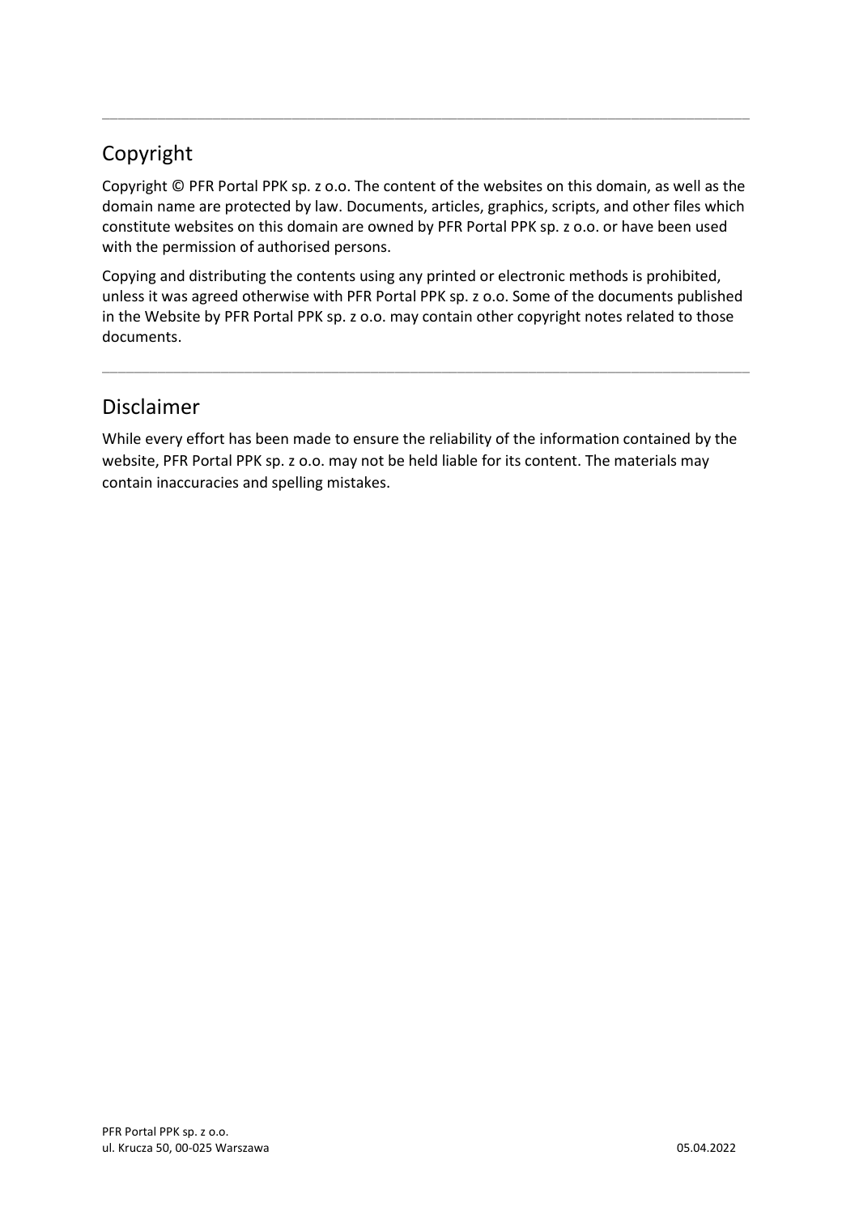## Copyright

Copyright © PFR Portal PPK sp. z o.o. The content of the websites on this domain, as well as the domain name are protected by law. Documents, articles, graphics, scripts, and other files which constitute websites on this domain are owned by PFR Portal PPK sp. z o.o. or have been used with the permission of authorised persons.

Copying and distributing the contents using any printed or electronic methods is prohibited, unless it was agreed otherwise with PFR Portal PPK sp. z o.o. Some of the documents published in the Website by PFR Portal PPK sp. z o.o. may contain other copyright notes related to those documents.

---

## Disclaimer

While every effort has been made to ensure the reliability of the information contained by the website, PFR Portal PPK sp. z o.o. may not be held liable for its content. The materials may contain inaccuracies and spelling mistakes.